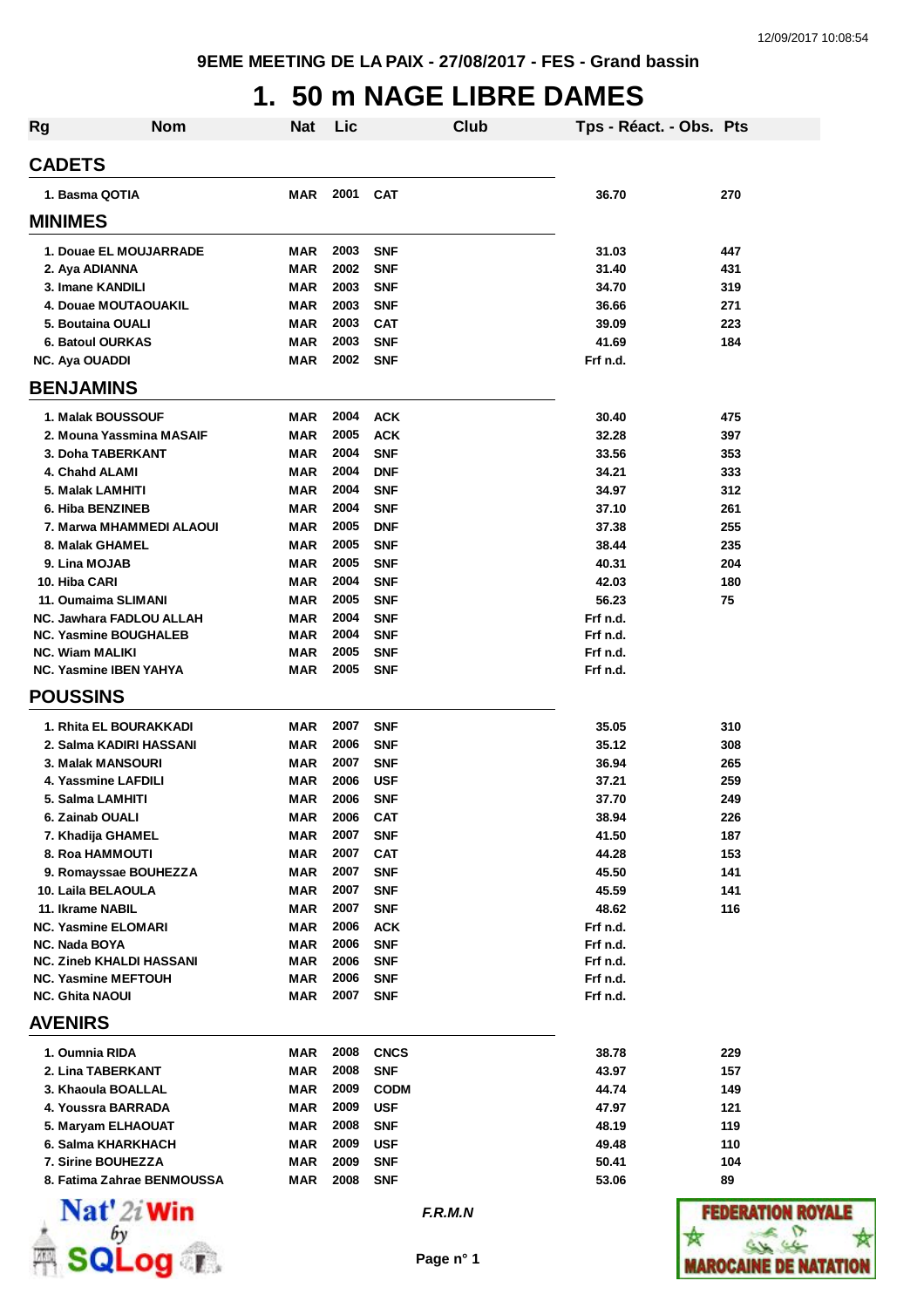**9EME MEETING DE LA PAIX - 27/08/2017 - FES - Grand bassin**

# 1. 50 m NAGE LIBRE DAMES

| Rg | Nom | Nat | Lic | Club | Tps - Réact. - Obs. | Pts |
|---|---|---|---|---|---|---|
| **CADETS** | | | | | | |
| 1. | Basma QOTIA | MAR | 2001 | CAT | 36.70 | 270 |
| **MINIMES** | | | | | | |
| 1. | Douae EL MOUJARRADE | MAR | 2003 | SNF | 31.03 | 447 |
| 2. | Aya ADIANNA | MAR | 2002 | SNF | 31.40 | 431 |
| 3. | Imane KANDILI | MAR | 2003 | SNF | 34.70 | 319 |
| 4. | Douae MOUTAOUAKIL | MAR | 2003 | SNF | 36.66 | 271 |
| 5. | Boutaina OUALI | MAR | 2003 | CAT | 39.09 | 223 |
| 6. | Batoul OURKAS | MAR | 2003 | SNF | 41.69 | 184 |
| NC. | Aya OUADDI | MAR | 2002 | SNF | Frf n.d. | |
| **BENJAMINS** | | | | | | |
| 1. | Malak BOUSSOUF | MAR | 2004 | ACK | 30.40 | 475 |
| 2. | Mouna Yassmina MASAIF | MAR | 2005 | ACK | 32.28 | 397 |
| 3. | Doha TABERKANT | MAR | 2004 | SNF | 33.56 | 353 |
| 4. | Chahd ALAMI | MAR | 2004 | DNF | 34.21 | 333 |
| 5. | Malak LAMHITI | MAR | 2004 | SNF | 34.97 | 312 |
| 6. | Hiba BENZINEB | MAR | 2004 | SNF | 37.10 | 261 |
| 7. | Marwa MHAMMEDI ALAOUI | MAR | 2005 | DNF | 37.38 | 255 |
| 8. | Malak GHAMEL | MAR | 2005 | SNF | 38.44 | 235 |
| 9. | Lina MOJAB | MAR | 2005 | SNF | 40.31 | 204 |
| 10. | Hiba CARI | MAR | 2004 | SNF | 42.03 | 180 |
| 11. | Oumaima SLIMANI | MAR | 2005 | SNF | 56.23 | 75 |
| NC. | Jawhara FADLOU ALLAH | MAR | 2004 | SNF | Frf n.d. | |
| NC. | Yasmine BOUGHALEB | MAR | 2004 | SNF | Frf n.d. | |
| NC. | Wiam MALIKI | MAR | 2005 | SNF | Frf n.d. | |
| NC. | Yasmine IBEN YAHYA | MAR | 2005 | SNF | Frf n.d. | |
| **POUSSINS** | | | | | | |
| 1. | Rhita EL BOURAKKADI | MAR | 2007 | SNF | 35.05 | 310 |
| 2. | Salma KADIRI HASSANI | MAR | 2006 | SNF | 35.12 | 308 |
| 3. | Malak MANSOURI | MAR | 2007 | SNF | 36.94 | 265 |
| 4. | Yassmine LAFDILI | MAR | 2006 | USF | 37.21 | 259 |
| 5. | Salma LAMHITI | MAR | 2006 | SNF | 37.70 | 249 |
| 6. | Zainab OUALI | MAR | 2006 | CAT | 38.94 | 226 |
| 7. | Khadija GHAMEL | MAR | 2007 | SNF | 41.50 | 187 |
| 8. | Roa HAMMOUTI | MAR | 2007 | CAT | 44.28 | 153 |
| 9. | Romayssae BOUHEZZA | MAR | 2007 | SNF | 45.50 | 141 |
| 10. | Laila BELAOULA | MAR | 2007 | SNF | 45.59 | 141 |
| 11. | Ikrame NABIL | MAR | 2007 | SNF | 48.62 | 116 |
| NC. | Yasmine ELOMARI | MAR | 2006 | ACK | Frf n.d. | |
| NC. | Nada BOYA | MAR | 2006 | SNF | Frf n.d. | |
| NC. | Zineb KHALDI HASSANI | MAR | 2006 | SNF | Frf n.d. | |
| NC. | Yasmine MEFTOUH | MAR | 2006 | SNF | Frf n.d. | |
| NC. | Ghita NAOUI | MAR | 2007 | SNF | Frf n.d. | |
| **AVENIRS** | | | | | | |
| 1. | Oumnia RIDA | MAR | 2008 | CNCS | 38.78 | 229 |
| 2. | Lina TABERKANT | MAR | 2008 | SNF | 43.97 | 157 |
| 3. | Khaoula BOALLAL | MAR | 2009 | CODM | 44.74 | 149 |
| 4. | Youssra BARRADA | MAR | 2009 | USF | 47.97 | 121 |
| 5. | Maryam ELHAOUAT | MAR | 2008 | SNF | 48.19 | 119 |
| 6. | Salma KHARKHACH | MAR | 2009 | USF | 49.48 | 110 |
| 7. | Sirine BOUHEZZA | MAR | 2009 | SNF | 50.41 | 104 |
| 8. | Fatima Zahrae BENMOUSSA | MAR | 2008 | SNF | 53.06 | 89 |

*F.R.M.N*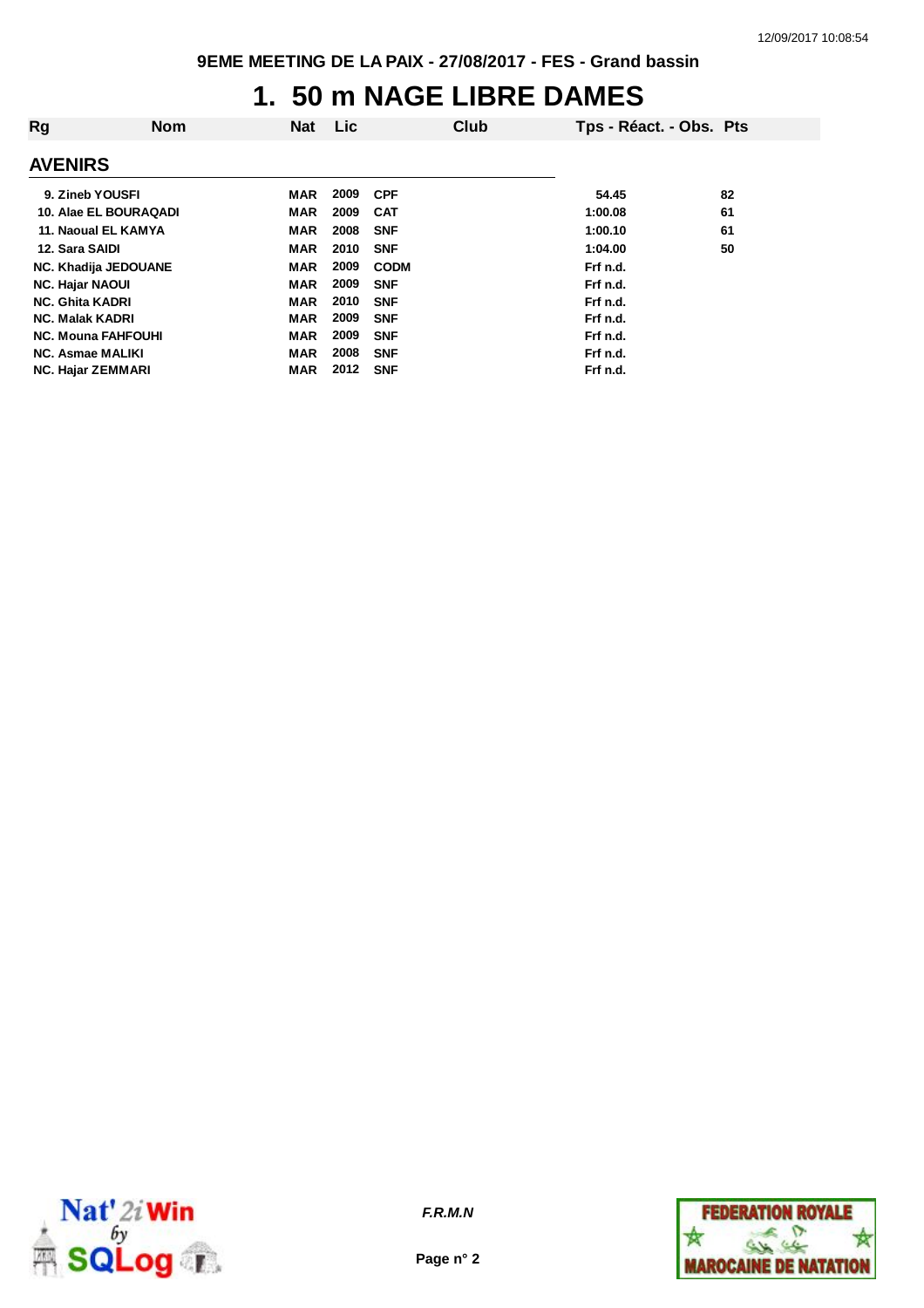9EME MEETING DE LA PAIX - 27/08/2017 - FES - Grand bassin

# 1. 50 m NAGE LIBRE DAMES

| Rg | Nom | Nat | Lic | Club | Tps - Réact. - Obs. | Pts |
|---|---|---|---|---|---|---|
| **AVENIRS** | | | | | | |
| 9. | Zineb YOUSFI | MAR | 2009 | CPF | 54.45 | 82 |
| 10. | Alae EL BOURAQADI | MAR | 2009 | CAT | 1:00.08 | 61 |
| 11. | Naoual EL KAMYA | MAR | 2008 | SNF | 1:00.10 | 61 |
| 12. | Sara SAIDI | MAR | 2010 | SNF | 1:04.00 | 50 |
| NC. | Khadija JEDOUANE | MAR | 2009 | CODM | Frf n.d. | |
| NC. | Hajar NAOUI | MAR | 2009 | SNF | Frf n.d. | |
| NC. | Ghita KADRI | MAR | 2010 | SNF | Frf n.d. | |
| NC. | Malak KADRI | MAR | 2009 | SNF | Frf n.d. | |
| NC. | Mouna FAHFOUHI | MAR | 2009 | SNF | Frf n.d. | |
| NC. | Asmae MALIKI | MAR | 2008 | SNF | Frf n.d. | |
| NC. | Hajar ZEMMARI | MAR | 2012 | SNF | Frf n.d. | |

*F.R.M.N*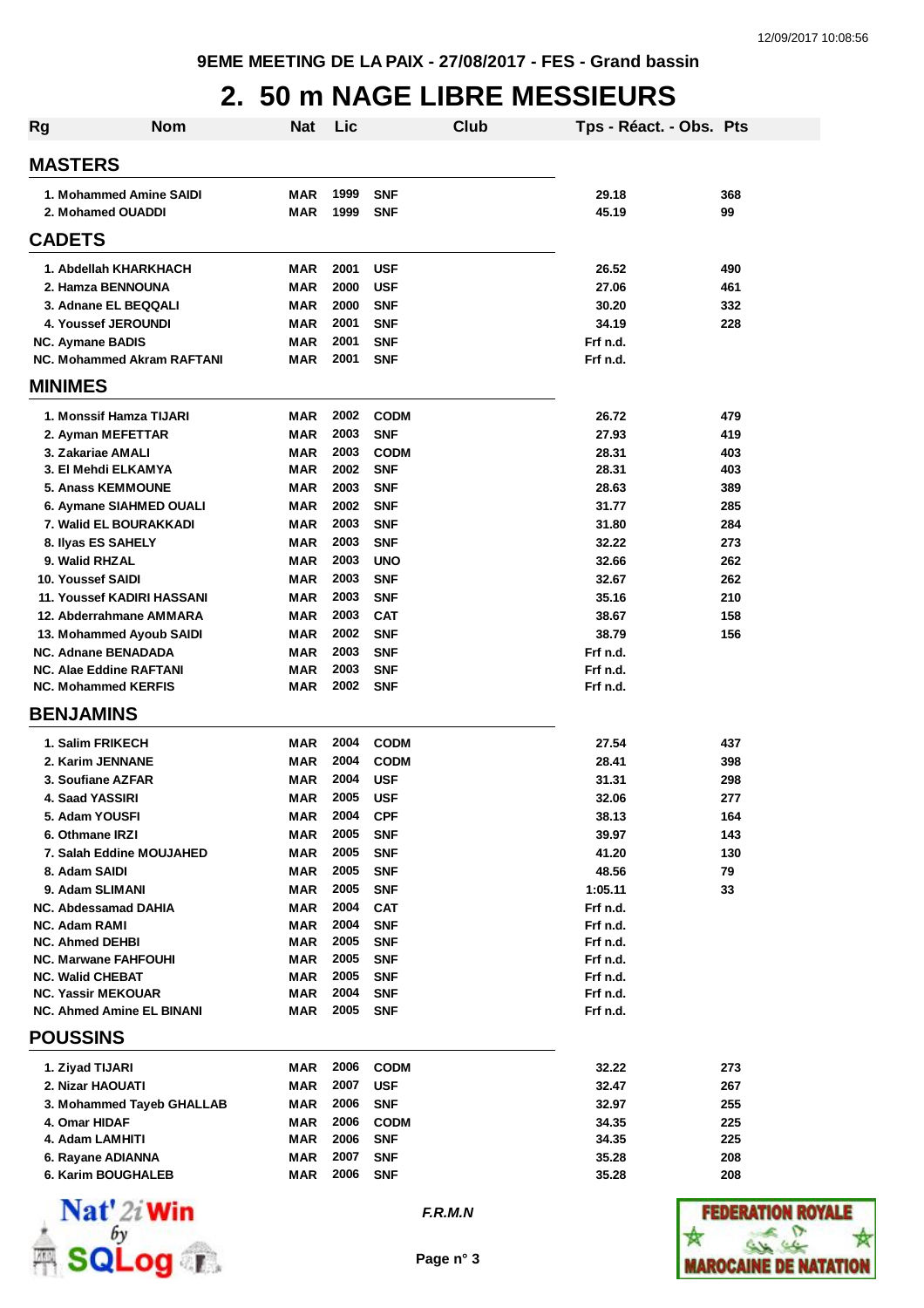9EME MEETING DE LA PAIX - 27/08/2017 - FES - Grand bassin

# 2. 50 m NAGE LIBRE MESSIEURS

| Rg | Nom | Nat | Lic | Club | Tps - Réact. - Obs. | Pts |
|---|---|---|---|---|---|---|
| **MASTERS** | | | | | | |
| 1. | Mohammed Amine SAIDI | MAR | 1999 | SNF | 29.18 | 368 |
| 2. | Mohamed OUADDI | MAR | 1999 | SNF | 45.19 | 99 |
| **CADETS** | | | | | | |
| 1. | Abdellah KHARKHACH | MAR | 2001 | USF | 26.52 | 490 |
| 2. | Hamza BENNOUNA | MAR | 2000 | USF | 27.06 | 461 |
| 3. | Adnane EL BEQQALI | MAR | 2000 | SNF | 30.20 | 332 |
| 4. | Youssef JEROUNDI | MAR | 2001 | SNF | 34.19 | 228 |
| NC. | Aymane BADIS | MAR | 2001 | SNF | Frf n.d. | |
| NC. | Mohammed Akram RAFTANI | MAR | 2001 | SNF | Frf n.d. | |
| **MINIMES** | | | | | | |
| 1. | Monssif Hamza TIJARI | MAR | 2002 | CODM | 26.72 | 479 |
| 2. | Ayman MEFETTAR | MAR | 2003 | SNF | 27.93 | 419 |
| 3. | Zakariae AMALI | MAR | 2003 | CODM | 28.31 | 403 |
| 3. | El Mehdi ELKAMYA | MAR | 2002 | SNF | 28.31 | 403 |
| 5. | Anass KEMMOUNE | MAR | 2003 | SNF | 28.63 | 389 |
| 6. | Aymane SIAHMED OUALI | MAR | 2002 | SNF | 31.77 | 285 |
| 7. | Walid EL BOURAKKADI | MAR | 2003 | SNF | 31.80 | 284 |
| 8. | Ilyas ES SAHELY | MAR | 2003 | SNF | 32.22 | 273 |
| 9. | Walid RHZAL | MAR | 2003 | UNO | 32.66 | 262 |
| 10. | Youssef SAIDI | MAR | 2003 | SNF | 32.67 | 262 |
| 11. | Youssef KADIRI HASSANI | MAR | 2003 | SNF | 35.16 | 210 |
| 12. | Abderrahmane AMMARA | MAR | 2003 | CAT | 38.67 | 158 |
| 13. | Mohammed Ayoub SAIDI | MAR | 2002 | SNF | 38.79 | 156 |
| NC. | Adnane BENADADA | MAR | 2003 | SNF | Frf n.d. | |
| NC. | Alae Eddine RAFTANI | MAR | 2003 | SNF | Frf n.d. | |
| NC. | Mohammed KERFIS | MAR | 2002 | SNF | Frf n.d. | |
| **BENJAMINS** | | | | | | |
| 1. | Salim FRIKECH | MAR | 2004 | CODM | 27.54 | 437 |
| 2. | Karim JENNANE | MAR | 2004 | CODM | 28.41 | 398 |
| 3. | Soufiane AZFAR | MAR | 2004 | USF | 31.31 | 298 |
| 4. | Saad YASSIRI | MAR | 2005 | USF | 32.06 | 277 |
| 5. | Adam YOUSFI | MAR | 2004 | CPF | 38.13 | 164 |
| 6. | Othmane IRZI | MAR | 2005 | SNF | 39.97 | 143 |
| 7. | Salah Eddine MOUJAHED | MAR | 2005 | SNF | 41.20 | 130 |
| 8. | Adam SAIDI | MAR | 2005 | SNF | 48.56 | 79 |
| 9. | Adam SLIMANI | MAR | 2005 | SNF | 1:05.11 | 33 |
| NC. | Abdessamad DAHIA | MAR | 2004 | CAT | Frf n.d. | |
| NC. | Adam RAMI | MAR | 2004 | SNF | Frf n.d. | |
| NC. | Ahmed DEHBI | MAR | 2005 | SNF | Frf n.d. | |
| NC. | Marwane FAHFOUHI | MAR | 2005 | SNF | Frf n.d. | |
| NC. | Walid CHEBAT | MAR | 2005 | SNF | Frf n.d. | |
| NC. | Yassir MEKOUAR | MAR | 2004 | SNF | Frf n.d. | |
| NC. | Ahmed Amine EL BINANI | MAR | 2005 | SNF | Frf n.d. | |
| **POUSSINS** | | | | | | |
| 1. | Ziyad TIJARI | MAR | 2006 | CODM | 32.22 | 273 |
| 2. | Nizar HAOUATI | MAR | 2007 | USF | 32.47 | 267 |
| 3. | Mohammed Tayeb GHALLAB | MAR | 2006 | SNF | 32.97 | 255 |
| 4. | Omar HIDAF | MAR | 2006 | CODM | 34.35 | 225 |
| 4. | Adam LAMHITI | MAR | 2006 | SNF | 34.35 | 225 |
| 6. | Rayane ADIANNA | MAR | 2007 | SNF | 35.28 | 208 |
| 6. | Karim BOUGHALEB | MAR | 2006 | SNF | 35.28 | 208 |

F.R.M.N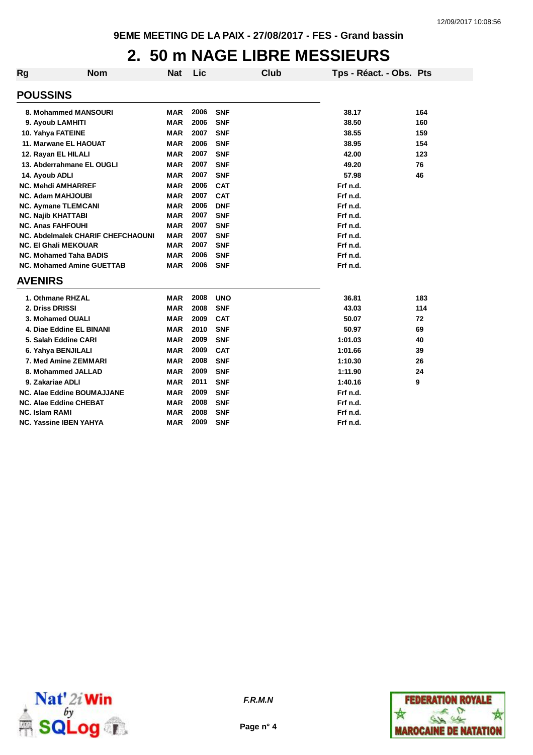9EME MEETING DE LA PAIX - 27/08/2017 - FES - Grand bassin

# 2. 50 m NAGE LIBRE MESSIEURS

| Rg | Nom | Nat | Lic | Club | Tps - Réact. - Obs. | Pts |
|---|---|---|---|---|---|---|
| **POUSSINS** | | | | | | |
| 8. | Mohammed MANSOURI | MAR | 2006 | SNF | 38.17 | 164 |
| 9. | Ayoub LAMHITI | MAR | 2006 | SNF | 38.50 | 160 |
| 10. | Yahya FATEINE | MAR | 2007 | SNF | 38.55 | 159 |
| 11. | Marwane EL HAOUAT | MAR | 2006 | SNF | 38.95 | 154 |
| 12. | Rayan EL HILALI | MAR | 2007 | SNF | 42.00 | 123 |
| 13. | Abderrahmane EL OUGLI | MAR | 2007 | SNF | 49.20 | 76 |
| 14. | Ayoub ADLI | MAR | 2007 | SNF | 57.98 | 46 |
| NC. | Mehdi AMHARREF | MAR | 2006 | CAT | Frf n.d. | |
| NC. | Adam MAHJOUBI | MAR | 2007 | CAT | Frf n.d. | |
| NC. | Aymane TLEMCANI | MAR | 2006 | DNF | Frf n.d. | |
| NC. | Najib KHATTABI | MAR | 2007 | SNF | Frf n.d. | |
| NC. | Anas FAHFOUHI | MAR | 2007 | SNF | Frf n.d. | |
| NC. | Abdelmalek CHARIF CHEFCHAOUNI | MAR | 2007 | SNF | Frf n.d. | |
| NC. | El Ghali MEKOUAR | MAR | 2007 | SNF | Frf n.d. | |
| NC. | Mohamed Taha BADIS | MAR | 2006 | SNF | Frf n.d. | |
| NC. | Mohamed Amine GUETTAB | MAR | 2006 | SNF | Frf n.d. | |
| **AVENIRS** | | | | | | |
| 1. | Othmane RHZAL | MAR | 2008 | UNO | 36.81 | 183 |
| 2. | Driss DRISSI | MAR | 2008 | SNF | 43.03 | 114 |
| 3. | Mohamed OUALI | MAR | 2009 | CAT | 50.07 | 72 |
| 4. | Diae Eddine EL BINANI | MAR | 2010 | SNF | 50.97 | 69 |
| 5. | Salah Eddine CARI | MAR | 2009 | SNF | 1:01.03 | 40 |
| 6. | Yahya BENJILALI | MAR | 2009 | CAT | 1:01.66 | 39 |
| 7. | Med Amine ZEMMARI | MAR | 2008 | SNF | 1:10.30 | 26 |
| 8. | Mohammed JALLAD | MAR | 2009 | SNF | 1:11.90 | 24 |
| 9. | Zakariae ADLI | MAR | 2011 | SNF | 1:40.16 | 9 |
| NC. | Alae Eddine BOUMAJJANE | MAR | 2009 | SNF | Frf n.d. | |
| NC. | Alae Eddine CHEBAT | MAR | 2008 | SNF | Frf n.d. | |
| NC. | Islam RAMI | MAR | 2008 | SNF | Frf n.d. | |
| NC. | Yassine IBEN YAHYA | MAR | 2009 | SNF | Frf n.d. | |

F.R.M.N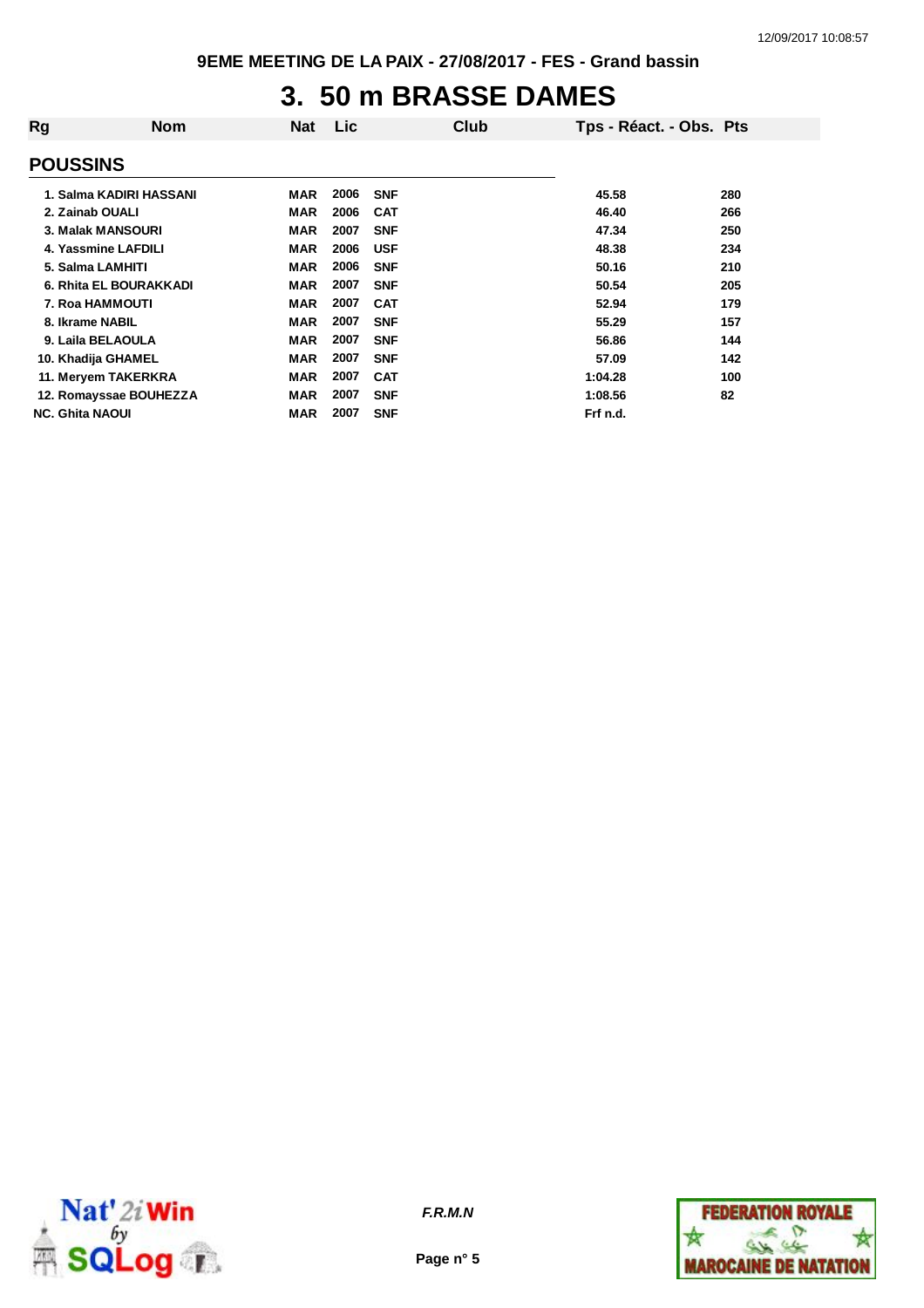# 3. 50 m BRASSE DAMES

| Rg | Nom | Nat | Lic | Club | Tps - Réact. - Obs. | Pts |
|---|---|---|---|---|---|---|
| **POUSSINS** | | | | | | |
| 1. | Salma KADIRI HASSANI | MAR | 2006 | SNF | 45.58 | 280 |
| 2. | Zainab OUALI | MAR | 2006 | CAT | 46.40 | 266 |
| 3. | Malak MANSOURI | MAR | 2007 | SNF | 47.34 | 250 |
| 4. | Yassmine LAFDILI | MAR | 2006 | USF | 48.38 | 234 |
| 5. | Salma LAMHITI | MAR | 2006 | SNF | 50.16 | 210 |
| 6. | Rhita EL BOURAKKADI | MAR | 2007 | SNF | 50.54 | 205 |
| 7. | Roa HAMMOUTI | MAR | 2007 | CAT | 52.94 | 179 |
| 8. | Ikrame NABIL | MAR | 2007 | SNF | 55.29 | 157 |
| 9. | Laila BELAOULA | MAR | 2007 | SNF | 56.86 | 144 |
| 10. | Khadija GHAMEL | MAR | 2007 | SNF | 57.09 | 142 |
| 11. | Meryem TAKERKRA | MAR | 2007 | CAT | 1:04.28 | 100 |
| 12. | Romayssae BOUHEZZA | MAR | 2007 | SNF | 1:08.56 | 82 |
| NC. | Ghita NAOUI | MAR | 2007 | SNF | Frf n.d. | |

*F.R.M.N*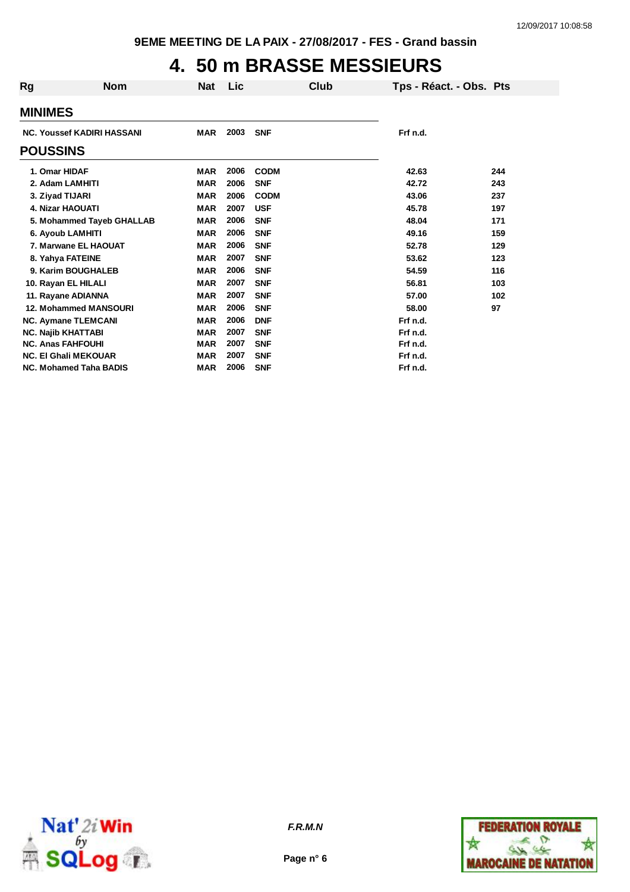# 4. 50 m BRASSE MESSIEURS

| Rg | Nom | Nat | Lic | Club | Tps - Réact. - Obs. | Pts |
|---|---|---|---|---|---|---|
| **MINIMES** | | | | | | |
| NC. | Youssef KADIRI HASSANI | MAR | 2003 | SNF | Frf n.d. | |
| **POUSSINS** | | | | | | |
| 1. | Omar HIDAF | MAR | 2006 | CODM | 42.63 | 244 |
| 2. | Adam LAMHITI | MAR | 2006 | SNF | 42.72 | 243 |
| 3. | Ziyad TIJARI | MAR | 2006 | CODM | 43.06 | 237 |
| 4. | Nizar HAOUATI | MAR | 2007 | USF | 45.78 | 197 |
| 5. | Mohammed Tayeb GHALLAB | MAR | 2006 | SNF | 48.04 | 171 |
| 6. | Ayoub LAMHITI | MAR | 2006 | SNF | 49.16 | 159 |
| 7. | Marwane EL HAOUAT | MAR | 2006 | SNF | 52.78 | 129 |
| 8. | Yahya FATEINE | MAR | 2007 | SNF | 53.62 | 123 |
| 9. | Karim BOUGHALEB | MAR | 2006 | SNF | 54.59 | 116 |
| 10. | Rayan EL HILALI | MAR | 2007 | SNF | 56.81 | 103 |
| 11. | Rayane ADIANNA | MAR | 2007 | SNF | 57.00 | 102 |
| 12. | Mohammed MANSOURI | MAR | 2006 | SNF | 58.00 | 97 |
| NC. | Aymane TLEMCANI | MAR | 2006 | DNF | Frf n.d. | |
| NC. | Najib KHATTABI | MAR | 2007 | SNF | Frf n.d. | |
| NC. | Anas FAHFOUHI | MAR | 2007 | SNF | Frf n.d. | |
| NC. | El Ghali MEKOUAR | MAR | 2007 | SNF | Frf n.d. | |
| NC. | Mohamed Taha BADIS | MAR | 2006 | SNF | Frf n.d. | |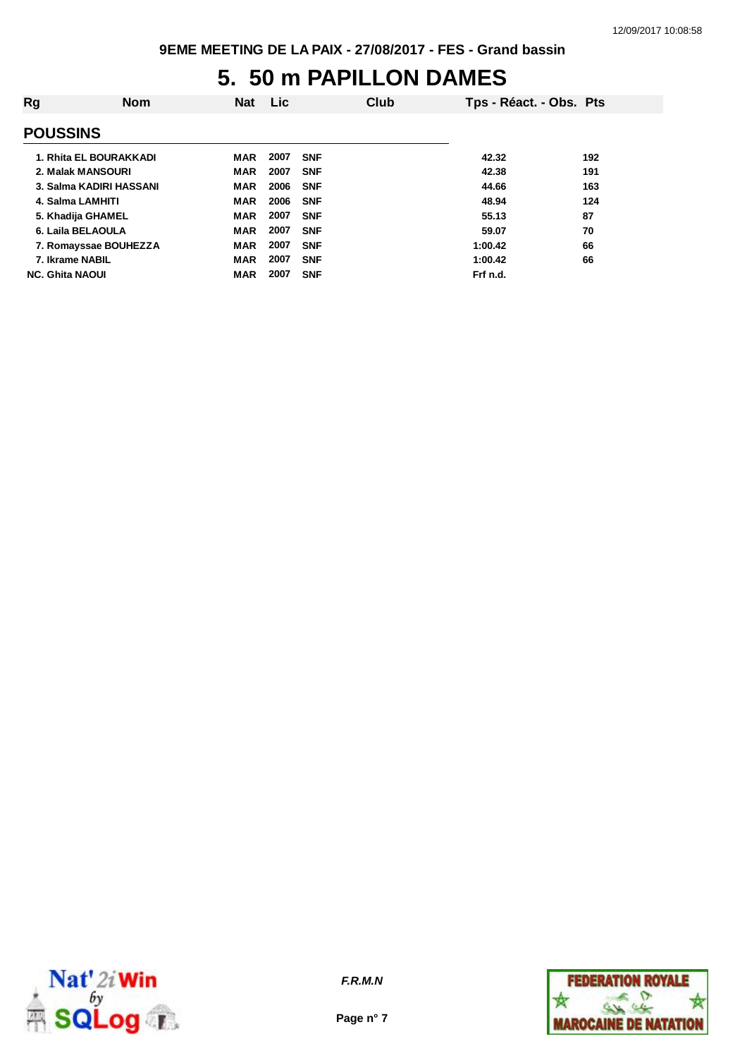# 5. 50 m PAPILLON DAMES

| Rg | Nom | Nat | Lic | Club | Tps - Réact. - Obs. | Pts |
|---|---|---|---|---|---|---|
| **POUSSINS** | | | | | | |
| 1. | Rhita EL BOURAKKADI | MAR | 2007 | SNF | 42.32 | 192 |
| 2. | Malak MANSOURI | MAR | 2007 | SNF | 42.38 | 191 |
| 3. | Salma KADIRI HASSANI | MAR | 2006 | SNF | 44.66 | 163 |
| 4. | Salma LAMHITI | MAR | 2006 | SNF | 48.94 | 124 |
| 5. | Khadija GHAMEL | MAR | 2007 | SNF | 55.13 | 87 |
| 6. | Laila BELAOULA | MAR | 2007 | SNF | 59.07 | 70 |
| 7. | Romayssae BOUHEZZA | MAR | 2007 | SNF | 1:00.42 | 66 |
| 7. | Ikrame NABIL | MAR | 2007 | SNF | 1:00.42 | 66 |
| NC. | Ghita NAOUI | MAR | 2007 | SNF | Frf n.d. | |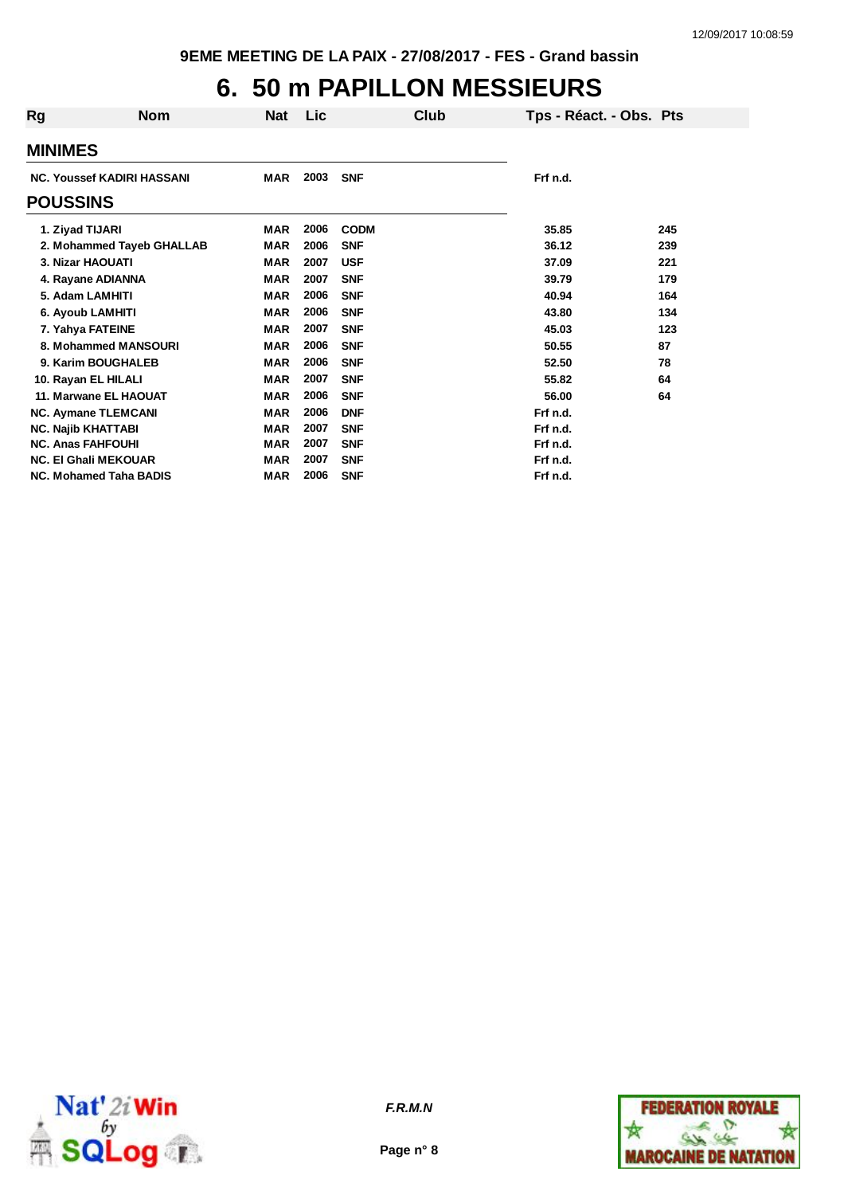# 6. 50 m PAPILLON MESSIEURS

| Rg | Nom | Nat | Lic | Club | Tps - Réact. - Obs. | Pts |
|---|---|---|---|---|---|---|
| **MINIMES** | | | | | | |
| NC. | Youssef KADIRI HASSANI | MAR | 2003 | SNF | Frf n.d. | |
| **POUSSINS** | | | | | | |
| 1. | Ziyad TIJARI | MAR | 2006 | CODM | 35.85 | 245 |
| 2. | Mohammed Tayeb GHALLAB | MAR | 2006 | SNF | 36.12 | 239 |
| 3. | Nizar HAOUATI | MAR | 2007 | USF | 37.09 | 221 |
| 4. | Rayane ADIANNA | MAR | 2007 | SNF | 39.79 | 179 |
| 5. | Adam LAMHITI | MAR | 2006 | SNF | 40.94 | 164 |
| 6. | Ayoub LAMHITI | MAR | 2006 | SNF | 43.80 | 134 |
| 7. | Yahya FATEINE | MAR | 2007 | SNF | 45.03 | 123 |
| 8. | Mohammed MANSOURI | MAR | 2006 | SNF | 50.55 | 87 |
| 9. | Karim BOUGHALEB | MAR | 2006 | SNF | 52.50 | 78 |
| 10. | Rayan EL HILALI | MAR | 2007 | SNF | 55.82 | 64 |
| 11. | Marwane EL HAOUAT | MAR | 2006 | SNF | 56.00 | 64 |
| NC. | Aymane TLEMCANI | MAR | 2006 | DNF | Frf n.d. | |
| NC. | Najib KHATTABI | MAR | 2007 | SNF | Frf n.d. | |
| NC. | Anas FAHFOUHI | MAR | 2007 | SNF | Frf n.d. | |
| NC. | El Ghali MEKOUAR | MAR | 2007 | SNF | Frf n.d. | |
| NC. | Mohamed Taha BADIS | MAR | 2006 | SNF | Frf n.d. | |